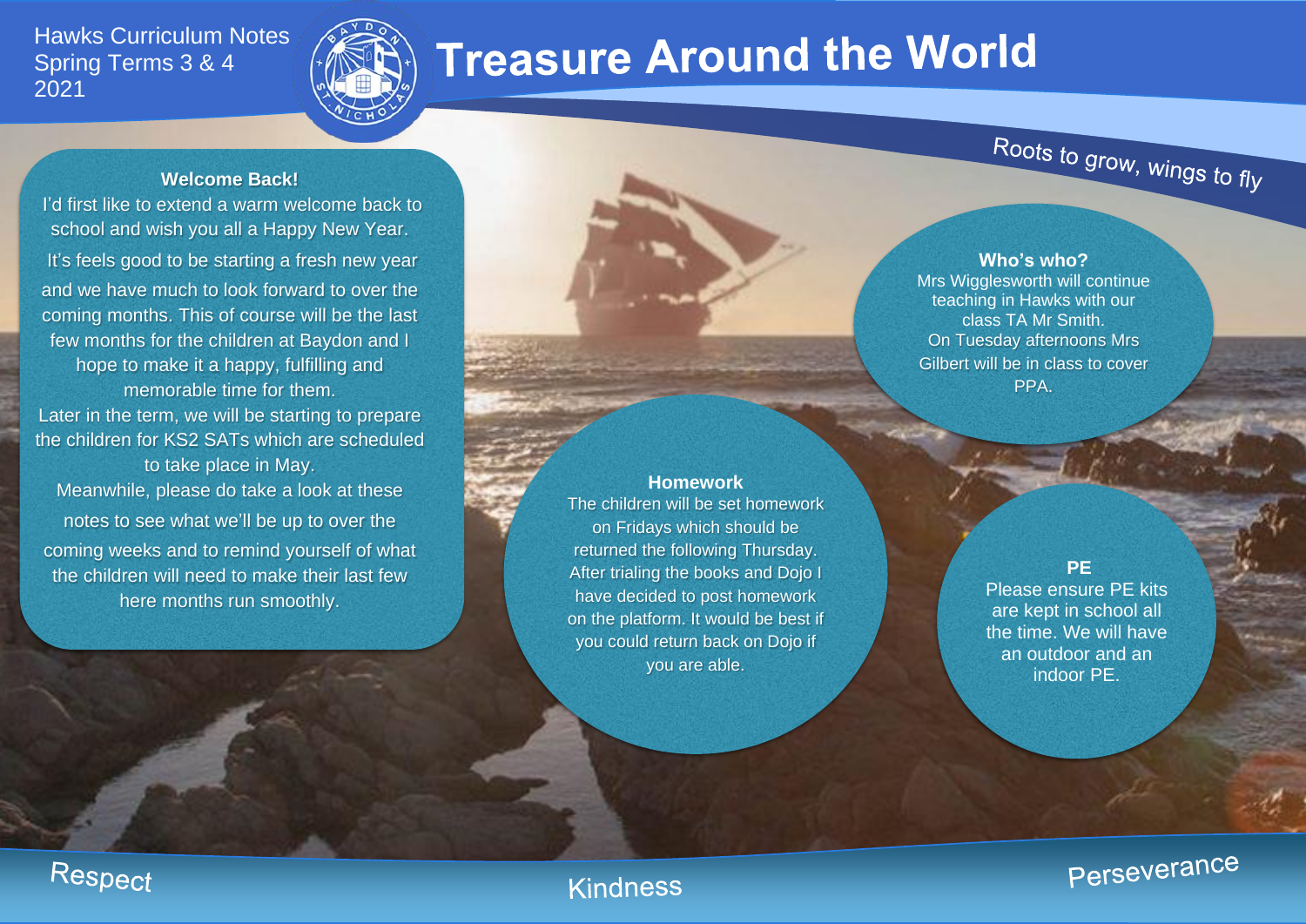Hawks Curriculum Notes
Spring Terms 3 & 4
2021

# Treasure Around the World

Roots to grow, wings to fly

**Welcome Back!**

I'd first like to extend a warm welcome back to school and wish you all a Happy New Year. It's feels good to be starting a fresh new year and we have much to look forward to over the coming months. This of course will be the last few months for the children at Baydon and I hope to make it a happy, fulfilling and memorable time for them.

Later in the term, we will be starting to prepare the children for KS2 SATs which are scheduled to take place in May.

Meanwhile, please do take a look at these notes to see what we'll be up to over the coming weeks and to remind yourself of what the children will need to make their last few here months run smoothly.

**Homework**

The children will be set homework on Fridays which should be returned the following Thursday. After trialing the books and Dojo I have decided to post homework on the platform. It would be best if you could return back on Dojo if you are able.

**Who's who?**

Mrs Wigglesworth will continue teaching in Hawks with our class TA Mr Smith.

On Tuesday afternoons Mrs Gilbert will be in class to cover PPA.

**PE**

Please ensure PE kits are kept in school all the time. We will have an outdoor and an indoor PE.

Respect Kindness Perseverance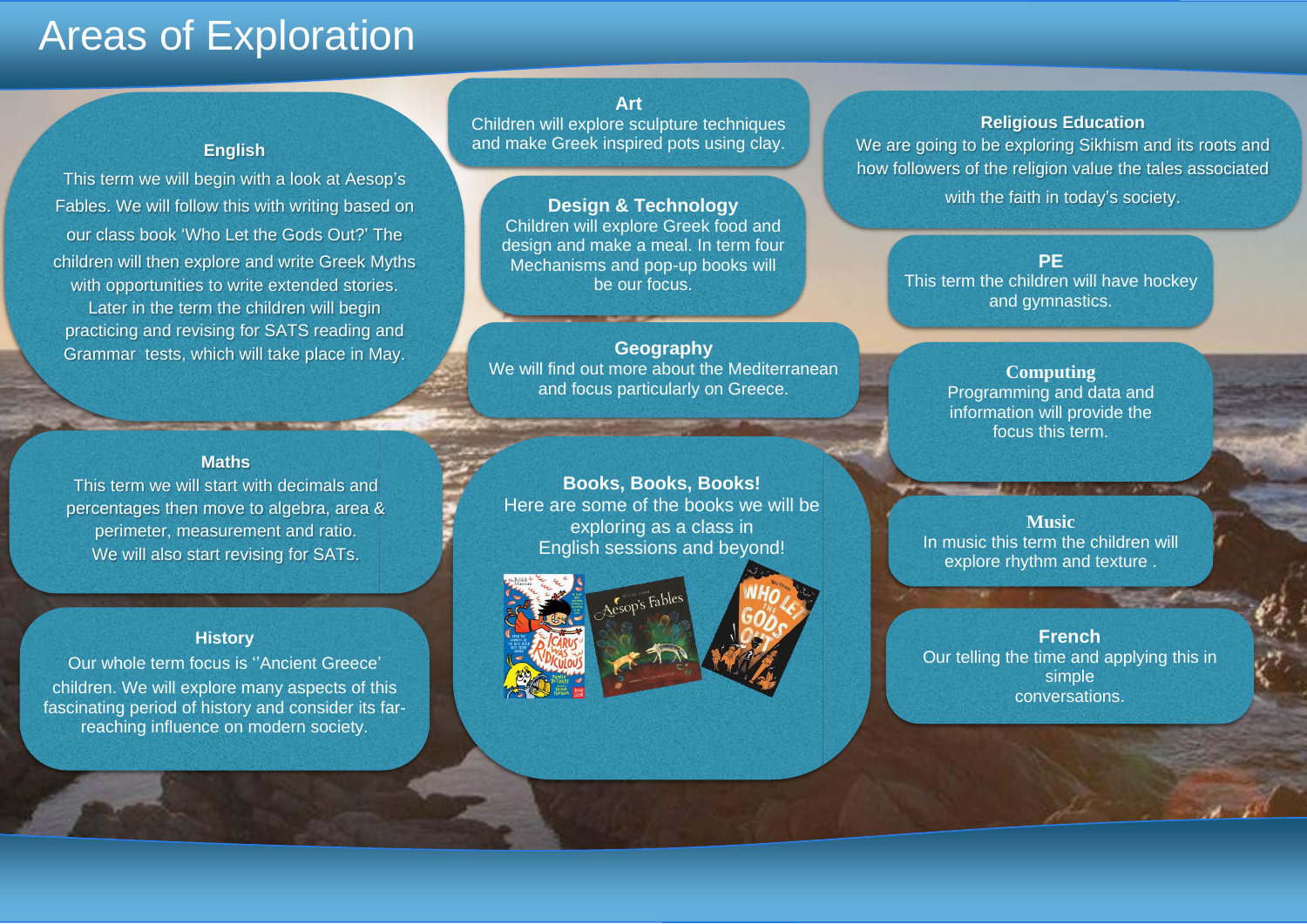# Areas of Exploration

### English

This term we will begin with a look at Aesop's Fables. We will follow this with writing based on our class book 'Who Let the Gods Out?' The children will then explore and write Greek Myths with opportunities to write extended stories. Later in the term the children will begin practicing and revising for SATS reading and Grammar tests, which will take place in May.

### Maths

This term we will start with decimals and percentages then move to algebra, area & perimeter, measurement and ratio.
We will also start revising for SATs.

### History

Our whole term focus is ''Ancient Greece' children. We will explore many aspects of this fascinating period of history and consider its far-reaching influence on modern society.

### Art

Children will explore sculpture techniques and make Greek inspired pots using clay.

### Design & Technology

Children will explore Greek food and design and make a meal. In term four Mechanisms and pop-up books will be our focus.

### Geography

We will find out more about the Mediterranean and focus particularly on Greece.

### Books, Books, Books!

Here are some of the books we will be exploring as a class in English sessions and beyond!

### Religious Education

We are going to be exploring Sikhism and its roots and how followers of the religion value the tales associated with the faith in today's society.

### PE

This term the children will have hockey and gymnastics.

### Computing

Programming and data and information will provide the focus this term.

### Music

In music this term the children will explore rhythm and texture .

### French

Our telling the time and applying this in simple conversations.